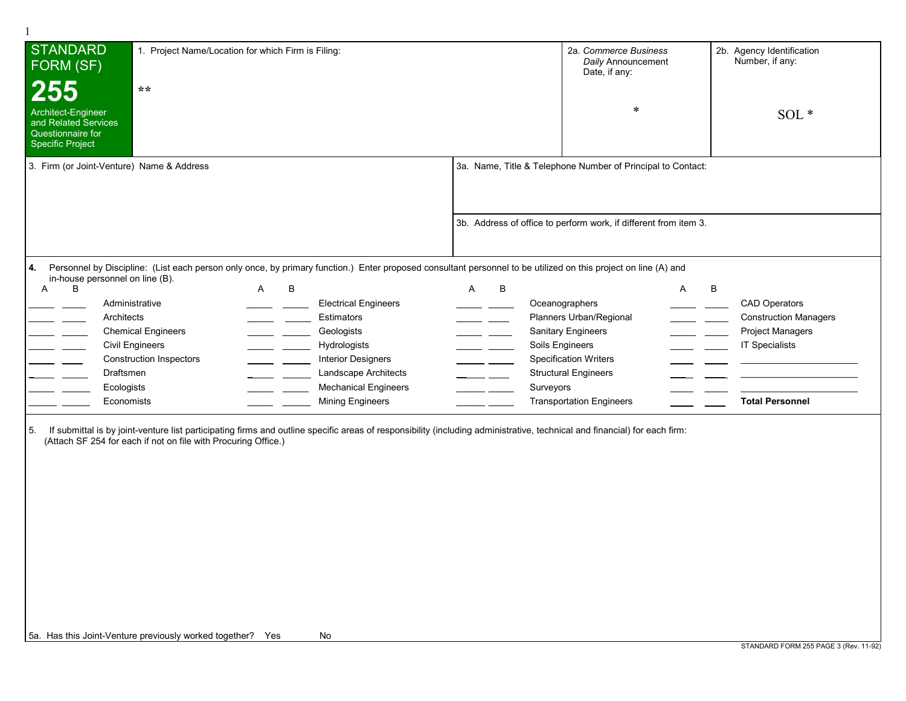# STANDARD FORM (SF) 255

Architect-Engineer and Related Services Questionnaire for Specific Project

1. Project Name/Location for which Firm is Filing:

**

2a. *Commerce Business Daily* Announcement Date, if any:

*

2b. Agency Identification Number, if any:

SOL *

3. Firm (or Joint-Venture) Name & Address

3a. Name, Title & Telephone Number of Principal to Contact:

3b. Address of office to perform work, if different from item 3.

**4.** Personnel by Discipline: (List each person only once, by primary function.) Enter proposed consultant personnel to be utilized on this project on line (A) and in-house personnel on line (B).

| A | B | | A | B | | A | B | | A | B | |
|---|---|---|---|---|---|---|---|---|---|---|---|
| | | Administrative | | | Electrical Engineers | | | Oceanographers | | | CAD Operators |
| | | Architects | | | Estimators | | | Planners Urban/Regional | | | Construction Managers |
| | | Chemical Engineers | | | Geologists | | | Sanitary Engineers | | | Project Managers |
| | | Civil Engineers | | | Hydrologists | | | Soils Engineers | | | IT Specialists |
| | | Construction Inspectors | | | Interior Designers | | | Specification Writers | | | |
| | | Draftsmen | | | Landscape Architects | | | Structural Engineers | | | |
| | | Ecologists | | | Mechanical Engineers | | | Surveyors | | | |
| | | Economists | | | Mining Engineers | | | Transportation Engineers | | | **Total Personnel** |

5. If submittal is by joint-venture list participating firms and outline specific areas of responsibility (including administrative, technical and financial) for each firm: (Attach SF 254 for each if not on file with Procuring Office.)

5a. Has this Joint-Venture previously worked together? Yes No

STANDARD FORM 255 PAGE 3 (Rev. 11-92)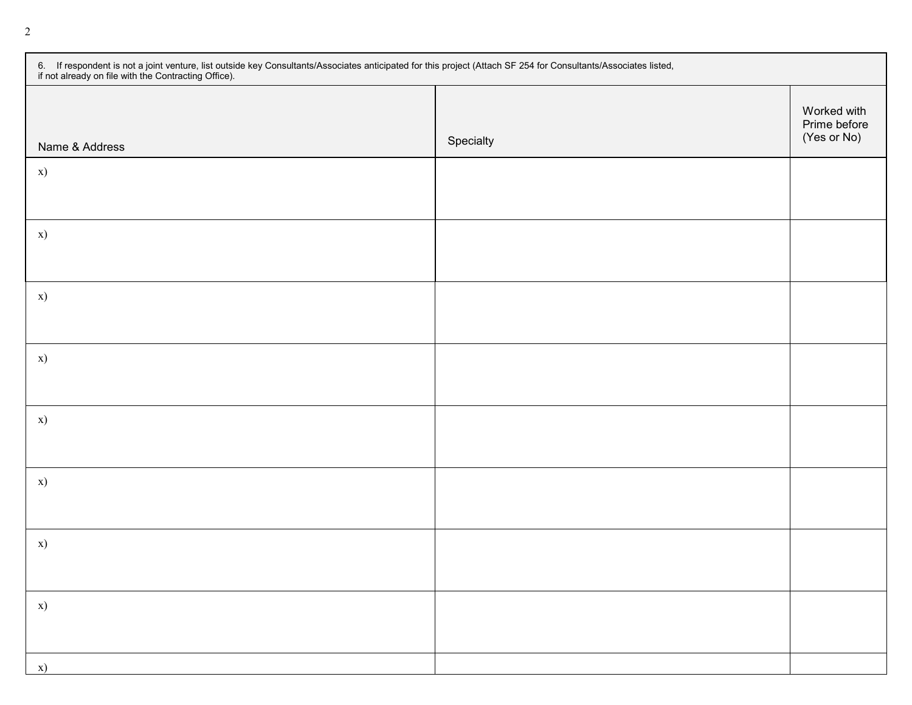6. If respondent is not a joint venture, list outside key Consultants/Associates anticipated for this project (Attach SF 254 for Consultants/Associates listed, if not already on file with the Contracting Office).

| Name & Address | Specialty | Worked with Prime before (Yes or No) |
|---|---|---|
| x) | | |
| x) | | |
| x) | | |
| x) | | |
| x) | | |
| x) | | |
| x) | | |
| x) | | |
| x) | | |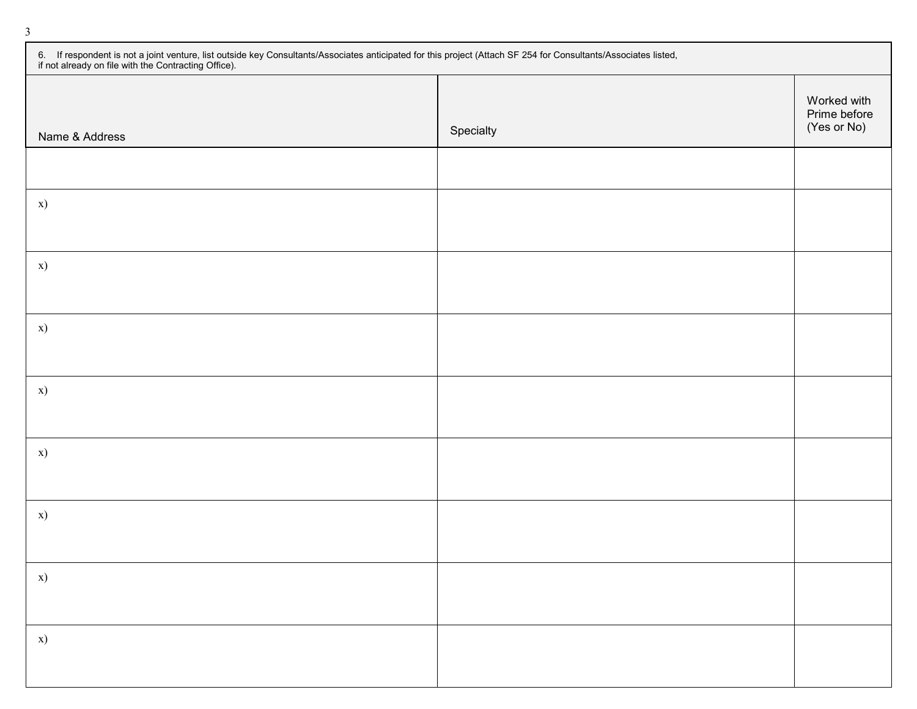6. If respondent is not a joint venture, list outside key Consultants/Associates anticipated for this project (Attach SF 254 for Consultants/Associates listed, if not already on file with the Contracting Office).

| Name & Address | Specialty | Worked with Prime before (Yes or No) |
|---|---|---|
| | | |
| x) | | |
| x) | | |
| x) | | |
| x) | | |
| x) | | |
| x) | | |
| x) | | |
| x) | | |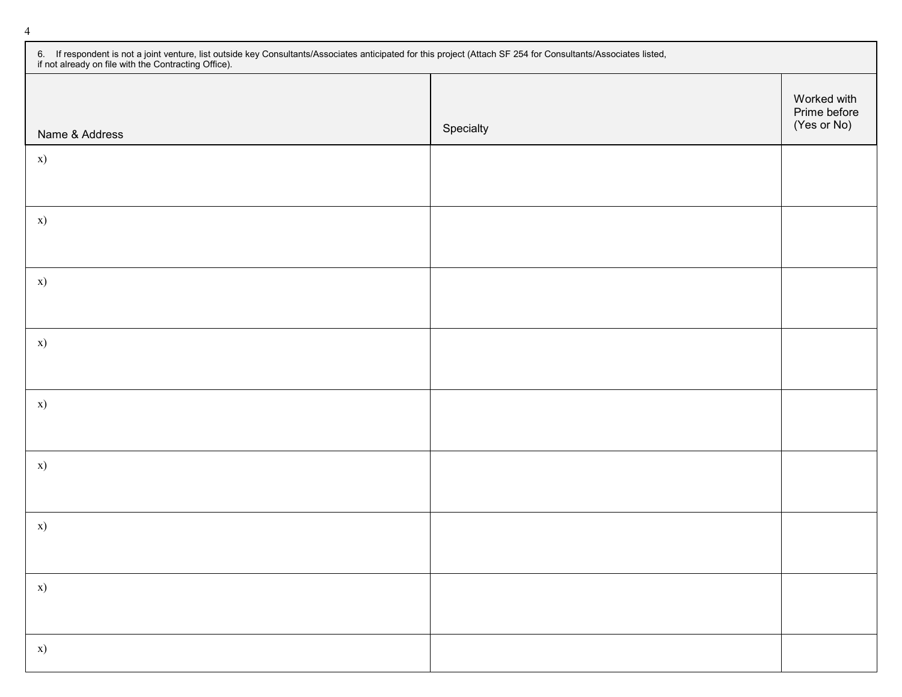6. If respondent is not a joint venture, list outside key Consultants/Associates anticipated for this project (Attach SF 254 for Consultants/Associates listed, if not already on file with the Contracting Office).

| Name & Address | Specialty | Worked with Prime before (Yes or No) |
|---|---|---|
| x) | | |
| x) | | |
| x) | | |
| x) | | |
| x) | | |
| x) | | |
| x) | | |
| x) | | |
| x) | | |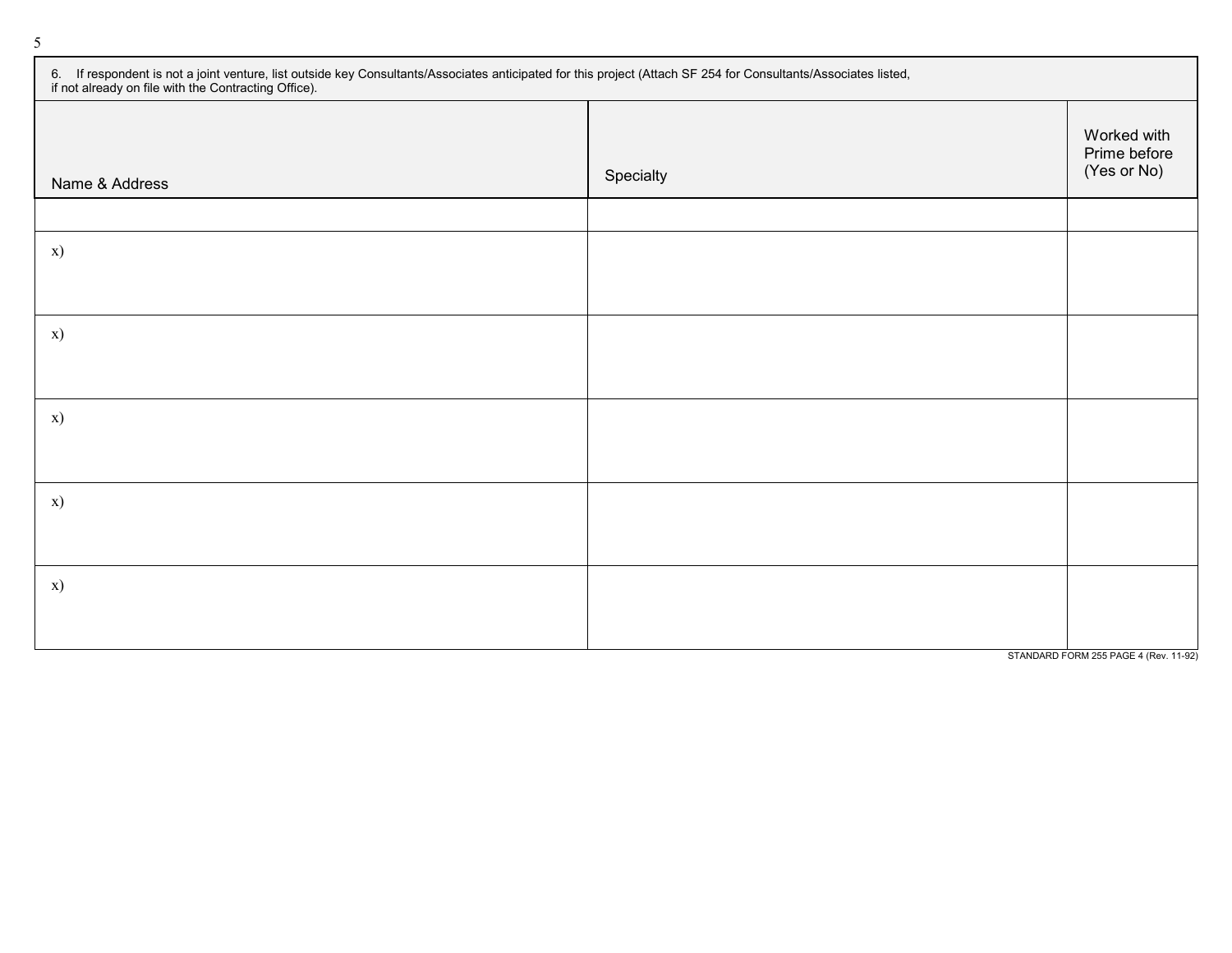6. If respondent is not a joint venture, list outside key Consultants/Associates anticipated for this project (Attach SF 254 for Consultants/Associates listed, if not already on file with the Contracting Office).

| Name & Address | Specialty | Worked with Prime before (Yes or No) |
|---|---|---|
| | | |
| x) | | |
| x) | | |
| x) | | |
| x) | | |
| x) | | |

STANDARD FORM 255 PAGE 4 (Rev. 11-92)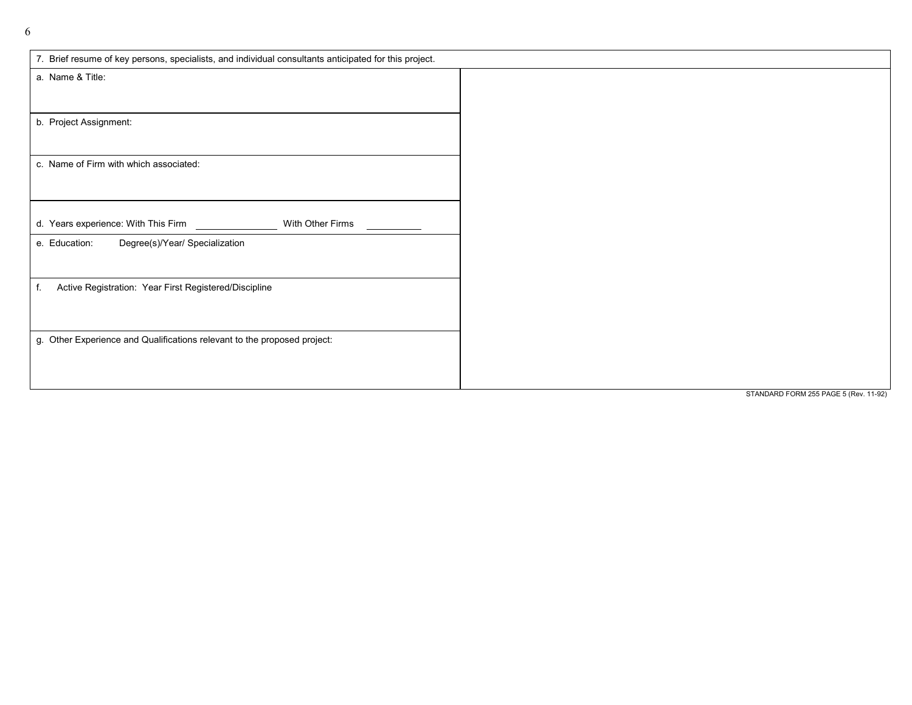7. Brief resume of key persons, specialists, and individual consultants anticipated for this project.

| | |
|---|---|
| a. Name & Title: | |
| b. Project Assignment: | |
| c. Name of Firm with which associated: | |
| d. Years experience: With This Firm \_\_\_\_\_\_\_\_\_\_ With Other Firms \_\_\_\_\_\_\_\_\_\_ | |
| e. Education: Degree(s)/Year/ Specialization | |
| f. Active Registration: Year First Registered/Discipline | |
| g. Other Experience and Qualifications relevant to the proposed project: | |

STANDARD FORM 255 PAGE 5 (Rev. 11-92)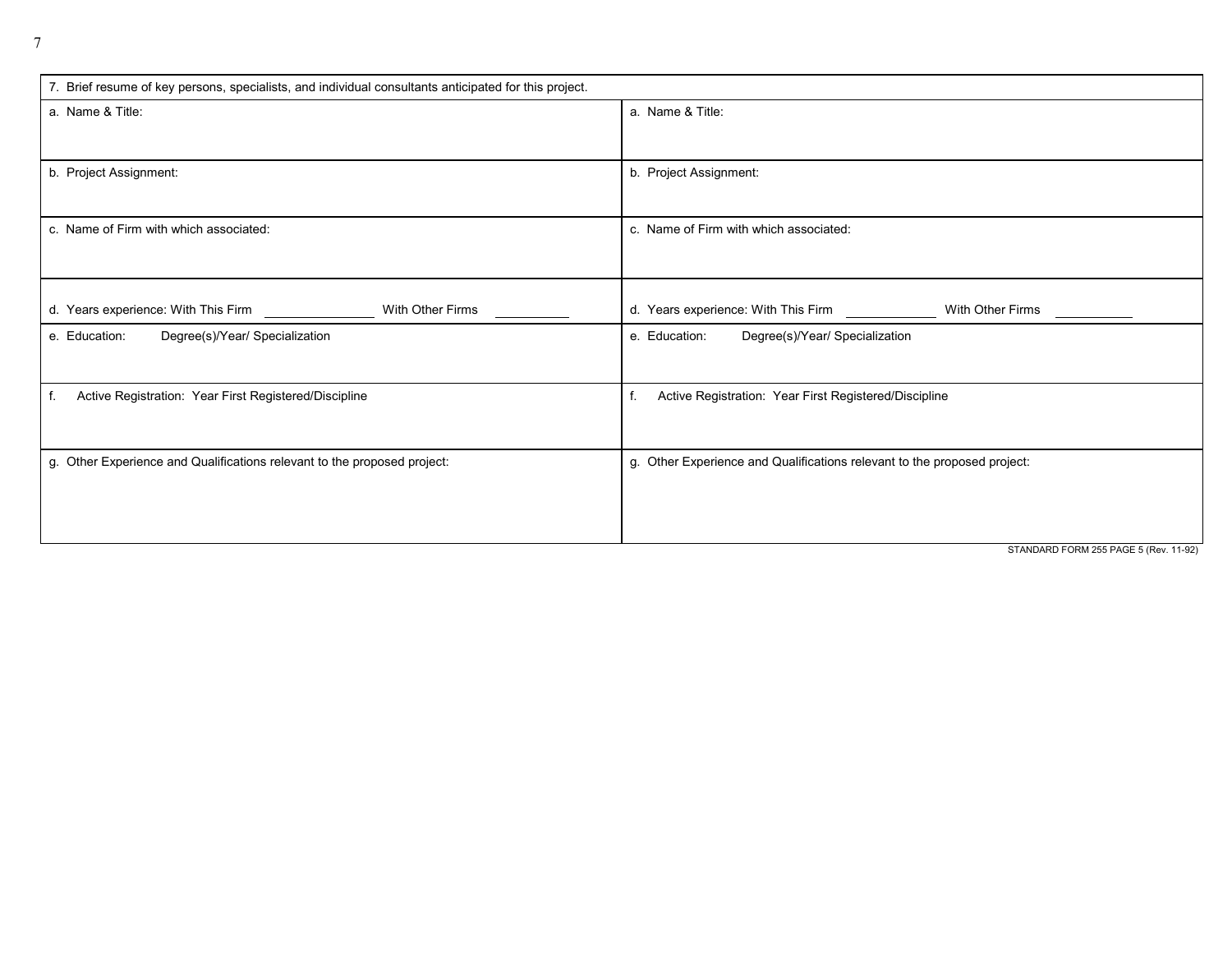7. Brief resume of key persons, specialists, and individual consultants anticipated for this project.

| | |
|---|---|
| a. Name & Title: | a. Name & Title: |
| b. Project Assignment: | b. Project Assignment: |
| c. Name of Firm with which associated: | c. Name of Firm with which associated: |
| d. Years experience: With This Firm \_\_\_\_\_\_\_\_\_\_ With Other Firms \_\_\_\_\_\_\_\_\_\_ | d. Years experience: With This Firm \_\_\_\_\_\_\_\_\_\_ With Other Firms \_\_\_\_\_\_\_\_\_\_ |
| e. Education: Degree(s)/Year/ Specialization | e. Education: Degree(s)/Year/ Specialization |
| f. Active Registration: Year First Registered/Discipline | f. Active Registration: Year First Registered/Discipline |
| g. Other Experience and Qualifications relevant to the proposed project: | g. Other Experience and Qualifications relevant to the proposed project: |

STANDARD FORM 255 PAGE 5 (Rev. 11-92)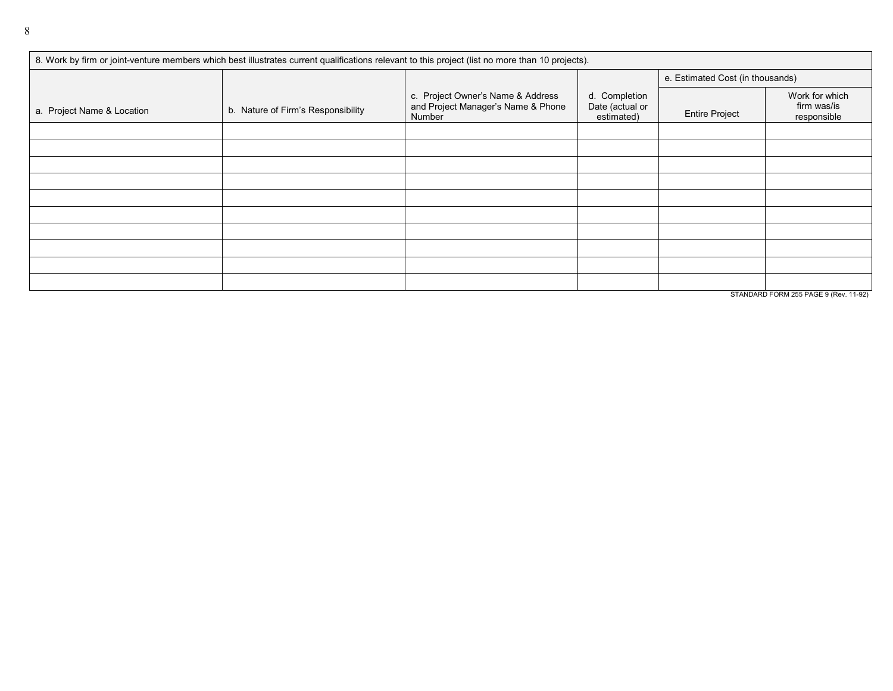8. Work by firm or joint-venture members which best illustrates current qualifications relevant to this project (list no more than 10 projects).

| a. Project Name & Location | b. Nature of Firm's Responsibility | c. Project Owner's Name & Address and Project Manager's Name & Phone Number | d. Completion Date (actual or estimated) | e. Estimated Cost (in thousands) | |
|---|---|---|---|---|---|
| | | | | Entire Project | Work for which firm was/is responsible |
| | | | | | |
| | | | | | |
| | | | | | |
| | | | | | |
| | | | | | |
| | | | | | |
| | | | | | |
| | | | | | |
| | | | | | |
| | | | | | |

STANDARD FORM 255 PAGE 9 (Rev. 11-92)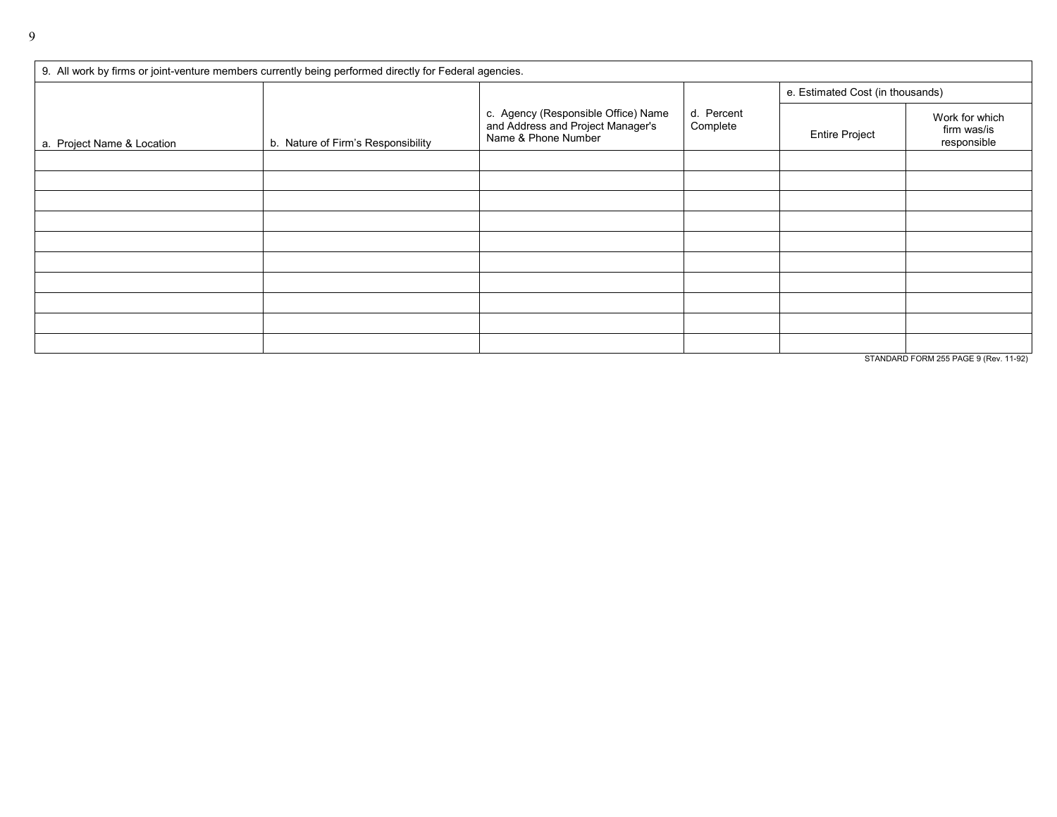9. All work by firms or joint-venture members currently being performed directly for Federal agencies.

| a. Project Name & Location | b. Nature of Firm's Responsibility | c. Agency (Responsible Office) Name and Address and Project Manager's Name & Phone Number | d. Percent Complete | e. Estimated Cost (in thousands) | |
|---|---|---|---|---|---|
| | | | | Entire Project | Work for which firm was/is responsible |
| | | | | | |
| | | | | | |
| | | | | | |
| | | | | | |
| | | | | | |
| | | | | | |
| | | | | | |
| | | | | | |
| | | | | | |
| | | | | | |

STANDARD FORM 255 PAGE 9 (Rev. 11-92)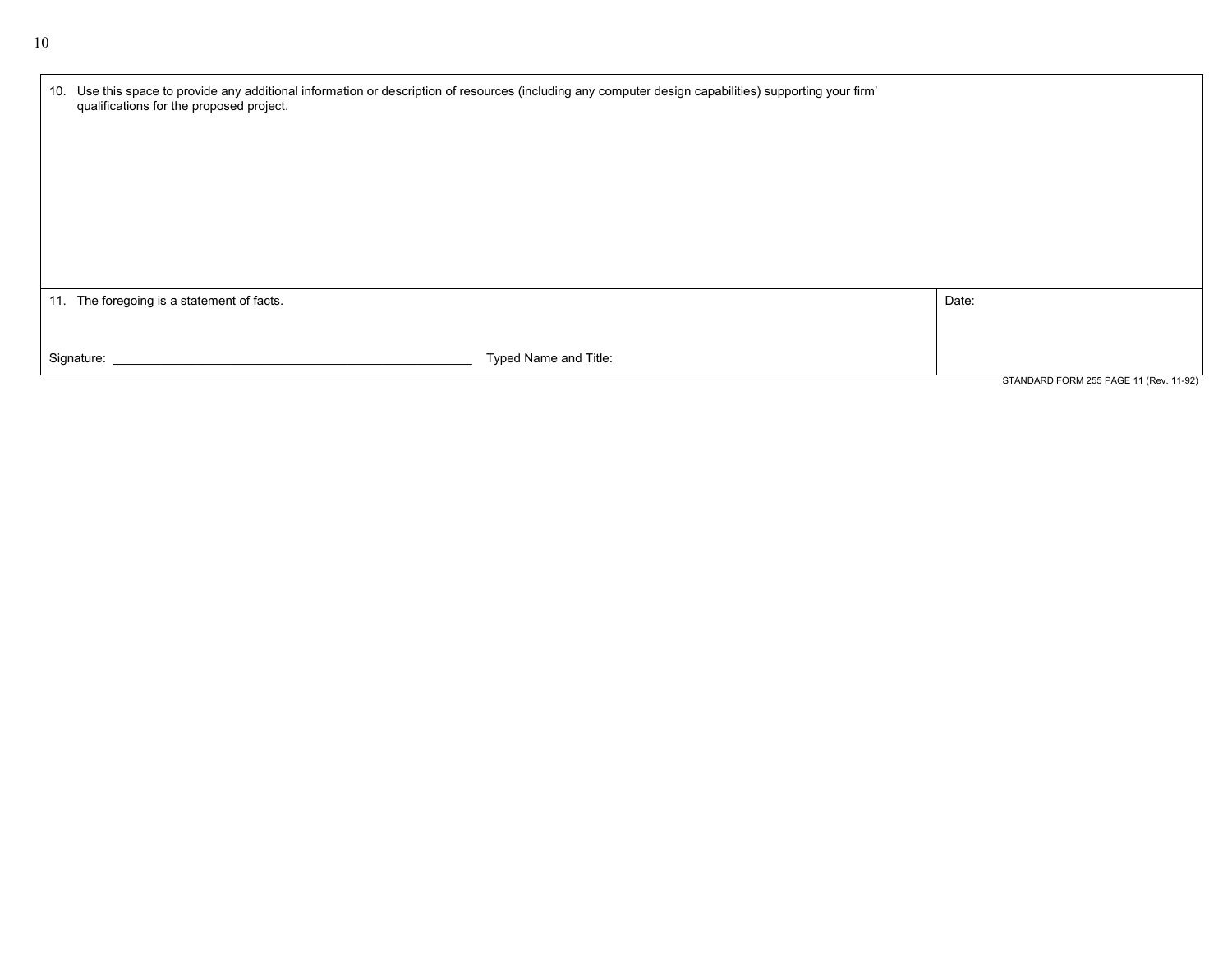10. Use this space to provide any additional information or description of resources (including any computer design capabilities) supporting your firm' qualifications for the proposed project.

| | |
|---|---|
| 11. The foregoing is a statement of facts.<br><br>Signature: ____________________________________________ Typed Name and Title: | Date: |

STANDARD FORM 255 PAGE 11 (Rev. 11-92)